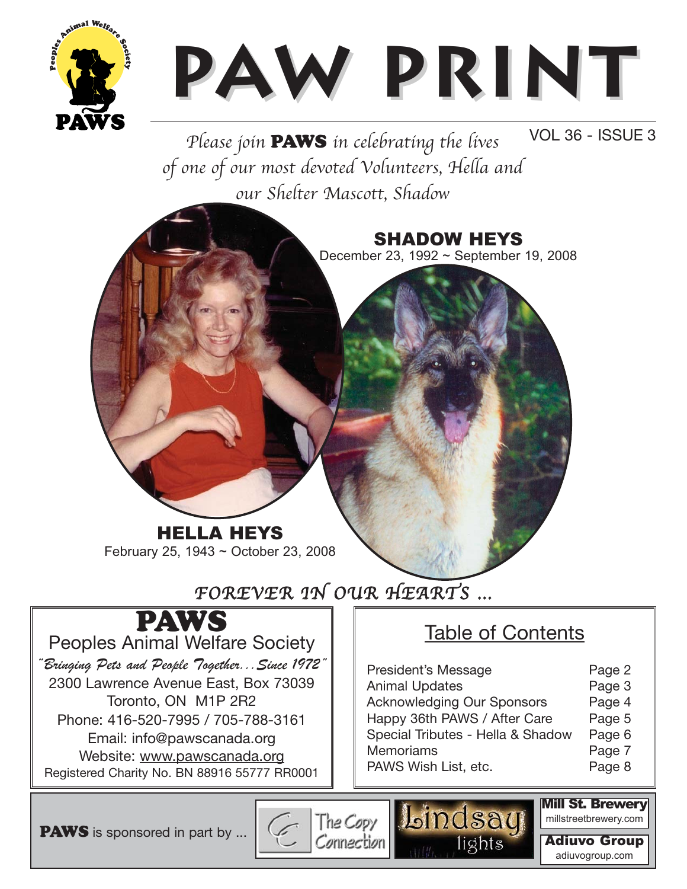# PAW PRINT

VOL 36 - ISSUE 3

*Please join **PAWS** in celebrating the lives of one of our most devoted Volunteers, Hella and our Shelter Mascott, Shadow*

**SHADOW HEYS**
December 23, 1992 ~ September 19, 2008

**HELLA HEYS**
February 25, 1943 ~ October 23, 2008

*FOREVER IN OUR HEARTS ...*

## PAWS

Peoples Animal Welfare Society

*"Bringing Pets and People Together...Since 1972"*

2300 Lawrence Avenue East, Box 73039
Toronto, ON M1P 2R2
Phone: 416-520-7995 / 705-788-3161
Email: info@pawscanada.org
Website: www.pawscanada.org
Registered Charity No. BN 88916 55777 RR0001

## Table of Contents

| | |
|---|---|
| President's Message | Page 2 |
| Animal Updates | Page 3 |
| Acknowledging Our Sponsors | Page 4 |
| Happy 36th PAWS / After Care | Page 5 |
| Special Tributes - Hella & Shadow | Page 6 |
| Memoriams | Page 7 |
| PAWS Wish List, etc. | Page 8 |

**PAWS** is sponsored in part by ...

The Copy Connection

Lindsay lights

**Mill St. Brewery**
millstreetbrewery.com

**Adiuvo Group**
adiuvogroup.com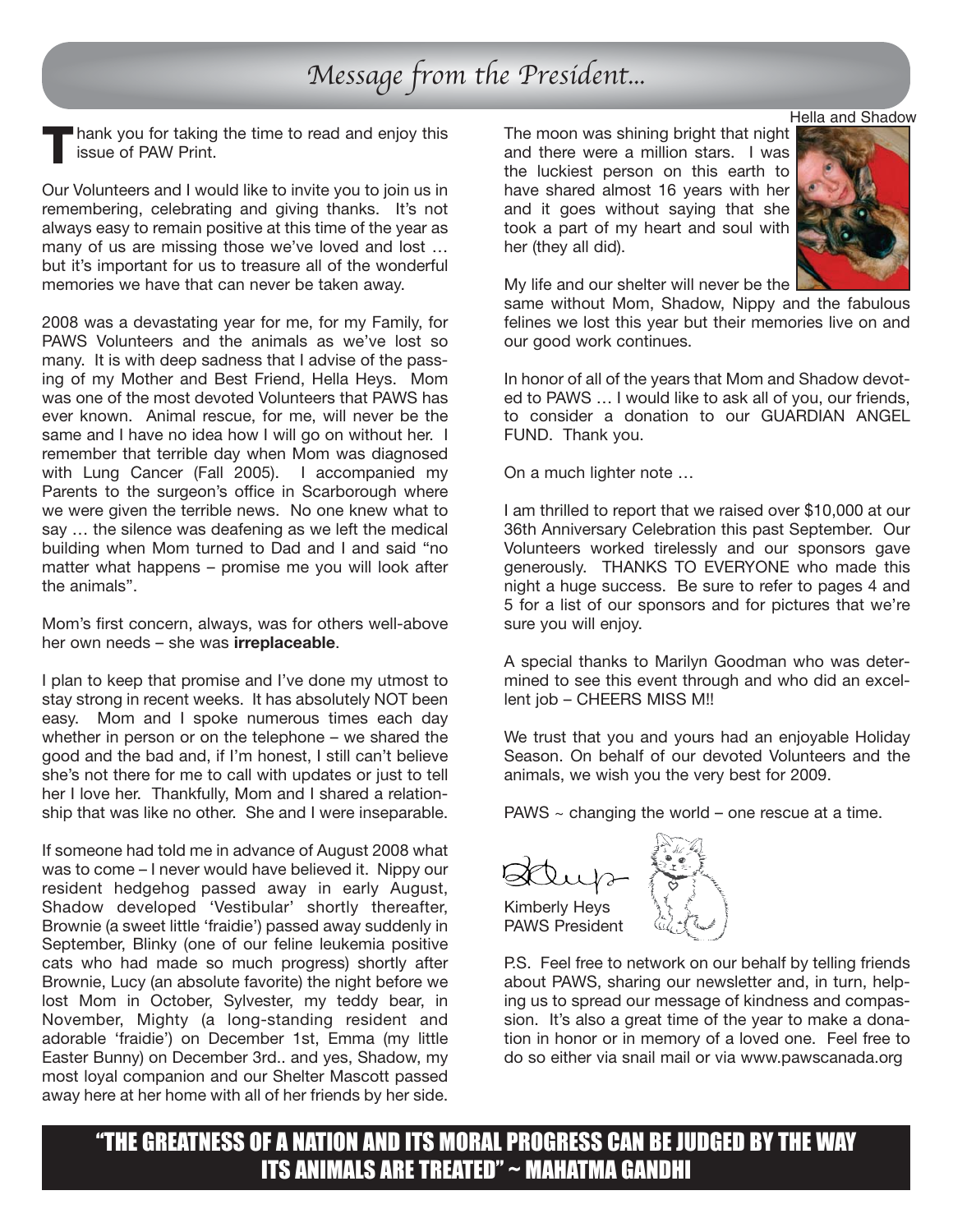# Message from the President...

Thank you for taking the time to read and enjoy this issue of PAW Print.

Our Volunteers and I would like to invite you to join us in remembering, celebrating and giving thanks. It's not always easy to remain positive at this time of the year as many of us are missing those we've loved and lost … but it's important for us to treasure all of the wonderful memories we have that can never be taken away.

2008 was a devastating year for me, for my Family, for PAWS Volunteers and the animals as we've lost so many. It is with deep sadness that I advise of the passing of my Mother and Best Friend, Hella Heys. Mom was one of the most devoted Volunteers that PAWS has ever known. Animal rescue, for me, will never be the same and I have no idea how I will go on without her. I remember that terrible day when Mom was diagnosed with Lung Cancer (Fall 2005). I accompanied my Parents to the surgeon's office in Scarborough where we were given the terrible news. No one knew what to say … the silence was deafening as we left the medical building when Mom turned to Dad and I and said "no matter what happens – promise me you will look after the animals".

Mom's first concern, always, was for others well-above her own needs – she was **irreplaceable**.

I plan to keep that promise and I've done my utmost to stay strong in recent weeks. It has absolutely NOT been easy. Mom and I spoke numerous times each day whether in person or on the telephone – we shared the good and the bad and, if I'm honest, I still can't believe she's not there for me to call with updates or just to tell her I love her. Thankfully, Mom and I shared a relationship that was like no other. She and I were inseparable.

If someone had told me in advance of August 2008 what was to come – I never would have believed it. Nippy our resident hedgehog passed away in early August, Shadow developed 'Vestibular' shortly thereafter, Brownie (a sweet little 'fraidie') passed away suddenly in September, Blinky (one of our feline leukemia positive cats who had made so much progress) shortly after Brownie, Lucy (an absolute favorite) the night before we lost Mom in October, Sylvester, my teddy bear, in November, Mighty (a long-standing resident and adorable 'fraidie') on December 1st, Emma (my little Easter Bunny) on December 3rd.. and yes, Shadow, my most loyal companion and our Shelter Mascott passed away here at her home with all of her friends by her side.

Hella and Shadow

The moon was shining bright that night and there were a million stars. I was the luckiest person on this earth to have shared almost 16 years with her and it goes without saying that she took a part of my heart and soul with her (they all did).

My life and our shelter will never be the same without Mom, Shadow, Nippy and the fabulous felines we lost this year but their memories live on and our good work continues.

In honor of all of the years that Mom and Shadow devoted to PAWS … I would like to ask all of you, our friends, to consider a donation to our GUARDIAN ANGEL FUND. Thank you.

On a much lighter note …

I am thrilled to report that we raised over $10,000 at our 36th Anniversary Celebration this past September. Our Volunteers worked tirelessly and our sponsors gave generously. THANKS TO EVERYONE who made this night a huge success. Be sure to refer to pages 4 and 5 for a list of our sponsors and for pictures that we're sure you will enjoy.

A special thanks to Marilyn Goodman who was determined to see this event through and who did an excellent job – CHEERS MISS M!!

We trust that you and yours had an enjoyable Holiday Season. On behalf of our devoted Volunteers and the animals, we wish you the very best for 2009.

PAWS ~ changing the world – one rescue at a time.

Kimberly Heys
PAWS President

P.S. Feel free to network on our behalf by telling friends about PAWS, sharing our newsletter and, in turn, helping us to spread our message of kindness and compassion. It's also a great time of the year to make a donation in honor or in memory of a loved one. Feel free to do so either via snail mail or via www.pawscanada.org

**"THE GREATNESS OF A NATION AND ITS MORAL PROGRESS CAN BE JUDGED BY THE WAY ITS ANIMALS ARE TREATED" ~ MAHATMA GANDHI**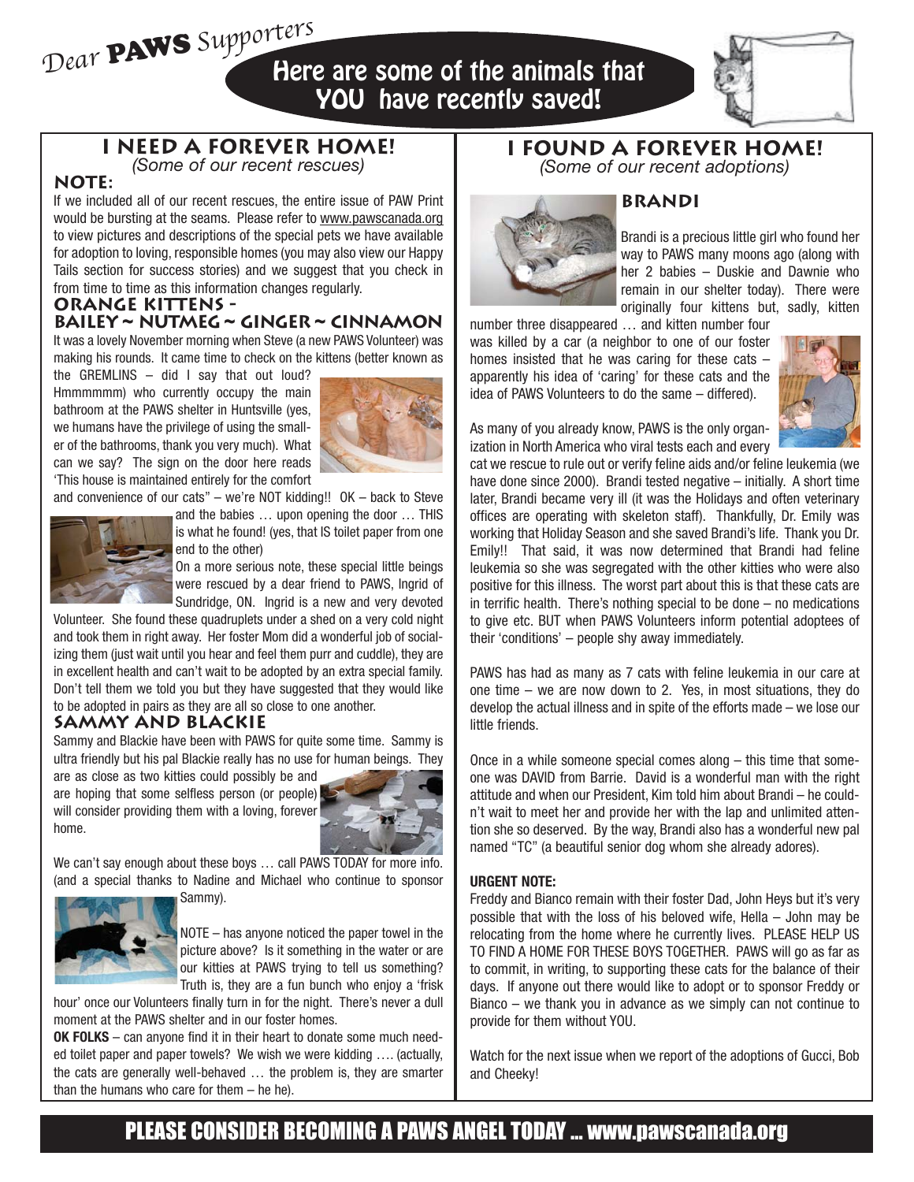*Dear* **PAWS** *Supporters*

# Here are some of the animals that YOU have recently saved!

## I NEED A FOREVER HOME!

*(Some of our recent rescues)*

### NOTE:

If we included all of our recent rescues, the entire issue of PAW Print would be bursting at the seams. Please refer to www.pawscanada.org to view pictures and descriptions of the special pets we have available for adoption to loving, responsible homes (you may also view our Happy Tails section for success stories) and we suggest that you check in from time to time as this information changes regularly.

### ORANGE KITTENS - BAILEY ~ NUTMEG ~ GINGER ~ CINNAMON

It was a lovely November morning when Steve (a new PAWS Volunteer) was making his rounds. It came time to check on the kittens (better known as the GREMLINS – did I say that out loud? Hmmmmmm) who currently occupy the main bathroom at the PAWS shelter in Huntsville (yes, we humans have the privilege of using the smaller of the bathrooms, thank you very much). What can we say? The sign on the door here reads 'This house is maintained entirely for the comfort and convenience of our cats" – we're NOT kidding!! OK – back to Steve and the babies … upon opening the door … THIS is what he found! (yes, that IS toilet paper from one end to the other)

On a more serious note, these special little beings were rescued by a dear friend to PAWS, Ingrid of Sundridge, ON. Ingrid is a new and very devoted Volunteer. She found these quadruplets under a shed on a very cold night and took them in right away. Her foster Mom did a wonderful job of socializing them (just wait until you hear and feel them purr and cuddle), they are in excellent health and can't wait to be adopted by an extra special family. Don't tell them we told you but they have suggested that they would like to be adopted in pairs as they are all so close to one another.

### SAMMY AND BLACKIE

Sammy and Blackie have been with PAWS for quite some time. Sammy is ultra friendly but his pal Blackie really has no use for human beings. They are as close as two kitties could possibly be and are hoping that some selfless person (or people) will consider providing them with a loving, forever home.

We can't say enough about these boys … call PAWS TODAY for more info. (and a special thanks to Nadine and Michael who continue to sponsor Sammy).

NOTE – has anyone noticed the paper towel in the picture above? Is it something in the water or are our kitties at PAWS trying to tell us something? Truth is, they are a fun bunch who enjoy a 'frisk hour' once our Volunteers finally turn in for the night. There's never a dull moment at the PAWS shelter and in our foster homes.

**OK FOLKS** – can anyone find it in their heart to donate some much needed toilet paper and paper towels? We wish we were kidding …. (actually, the cats are generally well-behaved … the problem is, they are smarter than the humans who care for them – he he).

## I FOUND A FOREVER HOME!

*(Some of our recent adoptions)*

### BRANDI

Brandi is a precious little girl who found her way to PAWS many moons ago (along with her 2 babies – Duskie and Dawnie who remain in our shelter today). There were originally four kittens but, sadly, kitten number three disappeared … and kitten number four was killed by a car (a neighbor to one of our foster homes insisted that he was caring for these cats – apparently his idea of 'caring' for these cats and the idea of PAWS Volunteers to do the same – differed).

As many of you already know, PAWS is the only organization in North America who viral tests each and every cat we rescue to rule out or verify feline aids and/or feline leukemia (we have done since 2000). Brandi tested negative – initially. A short time later, Brandi became very ill (it was the Holidays and often veterinary offices are operating with skeleton staff). Thankfully, Dr. Emily was working that Holiday Season and she saved Brandi's life. Thank you Dr. Emily!! That said, it was now determined that Brandi had feline leukemia so she was segregated with the other kitties who were also positive for this illness. The worst part about this is that these cats are in terrific health. There's nothing special to be done – no medications to give etc. BUT when PAWS Volunteers inform potential adoptees of their 'conditions' – people shy away immediately.

PAWS has had as many as 7 cats with feline leukemia in our care at one time – we are now down to 2. Yes, in most situations, they do develop the actual illness and in spite of the efforts made – we lose our little friends.

Once in a while someone special comes along – this time that someone was DAVID from Barrie. David is a wonderful man with the right attitude and when our President, Kim told him about Brandi – he couldn't wait to meet her and provide her with the lap and unlimited attention she so deserved. By the way, Brandi also has a wonderful new pal named "TC" (a beautiful senior dog whom she already adores).

**URGENT NOTE:**

Freddy and Bianco remain with their foster Dad, John Heys but it's very possible that with the loss of his beloved wife, Hella – John may be relocating from the home where he currently lives. PLEASE HELP US TO FIND A HOME FOR THESE BOYS TOGETHER. PAWS will go as far as to commit, in writing, to supporting these cats for the balance of their days. If anyone out there would like to adopt or to sponsor Freddy or Bianco – we thank you in advance as we simply can not continue to provide for them without YOU.

Watch for the next issue when we report of the adoptions of Gucci, Bob and Cheeky!

**PLEASE CONSIDER BECOMING A PAWS ANGEL TODAY … www.pawscanada.org**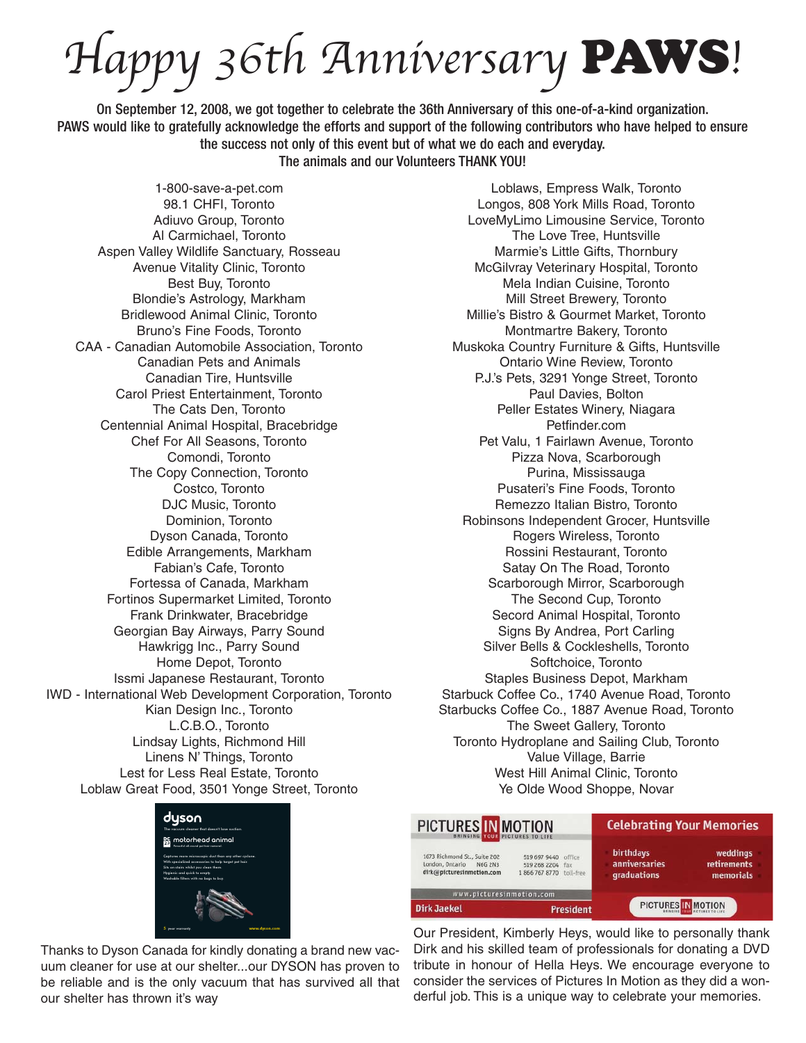# *Happy 36th Anniversary* **PAWS**!

On September 12, 2008, we got together to celebrate the 36th Anniversary of this one-of-a-kind organization. PAWS would like to gratefully acknowledge the efforts and support of the following contributors who have helped to ensure the success not only of this event but of what we do each and everyday.
The animals and our Volunteers THANK YOU!

1-800-save-a-pet.com
98.1 CHFI, Toronto
Adiuvo Group, Toronto
Al Carmichael, Toronto
Aspen Valley Wildlife Sanctuary, Rosseau
Avenue Vitality Clinic, Toronto
Best Buy, Toronto
Blondie's Astrology, Markham
Bridlewood Animal Clinic, Toronto
Bruno's Fine Foods, Toronto
CAA - Canadian Automobile Association, Toronto
Canadian Pets and Animals
Canadian Tire, Huntsville
Carol Priest Entertainment, Toronto
The Cats Den, Toronto
Centennial Animal Hospital, Bracebridge
Chef For All Seasons, Toronto
Comondi, Toronto
The Copy Connection, Toronto
Costco, Toronto
DJC Music, Toronto
Dominion, Toronto
Dyson Canada, Toronto
Edible Arrangements, Markham
Fabian's Cafe, Toronto
Fortessa of Canada, Markham
Fortinos Supermarket Limited, Toronto
Frank Drinkwater, Bracebridge
Georgian Bay Airways, Parry Sound
Hawkrigg Inc., Parry Sound
Home Depot, Toronto
Issmi Japanese Restaurant, Toronto
IWD - International Web Development Corporation, Toronto
Kian Design Inc., Toronto
L.C.B.O., Toronto
Lindsay Lights, Richmond Hill
Linens N' Things, Toronto
Lest for Less Real Estate, Toronto
Loblaw Great Food, 3501 Yonge Street, Toronto
Loblaws, Empress Walk, Toronto
Longos, 808 York Mills Road, Toronto
LoveMyLimo Limousine Service, Toronto
The Love Tree, Huntsville
Marmie's Little Gifts, Thornbury
McGilvray Veterinary Hospital, Toronto
Mela Indian Cuisine, Toronto
Mill Street Brewery, Toronto
Millie's Bistro & Gourmet Market, Toronto
Montmartre Bakery, Toronto
Muskoka Country Furniture & Gifts, Huntsville
Ontario Wine Review, Toronto
P.J.'s Pets, 3291 Yonge Street, Toronto
Paul Davies, Bolton
Peller Estates Winery, Niagara
Petfinder.com
Pet Valu, 1 Fairlawn Avenue, Toronto
Pizza Nova, Scarborough
Purina, Mississauga
Pusateri's Fine Foods, Toronto
Remezzo Italian Bistro, Toronto
Robinsons Independent Grocer, Huntsville
Rogers Wireless, Toronto
Rossini Restaurant, Toronto
Satay On The Road, Toronto
Scarborough Mirror, Scarborough
The Second Cup, Toronto
Secord Animal Hospital, Toronto
Signs By Andrea, Port Carling
Silver Bells & Cockleshells, Toronto
Softchoice, Toronto
Staples Business Depot, Markham
Starbuck Coffee Co., 1740 Avenue Road, Toronto
Starbucks Coffee Co., 1887 Avenue Road, Toronto
The Sweet Gallery, Toronto
Toronto Hydroplane and Sailing Club, Toronto
Value Village, Barrie
West Hill Animal Clinic, Toronto
Ye Olde Wood Shoppe, Novar

Thanks to Dyson Canada for kindly donating a brand new vacuum cleaner for use at our shelter...our DYSON has proven to be reliable and is the only vacuum that has survived all that our shelter has thrown it's way

Our President, Kimberly Heys, would like to personally thank Dirk and his skilled team of professionals for donating a DVD tribute in honour of Hella Heys. We encourage everyone to consider the services of Pictures In Motion as they did a wonderful job. This is a unique way to celebrate your memories.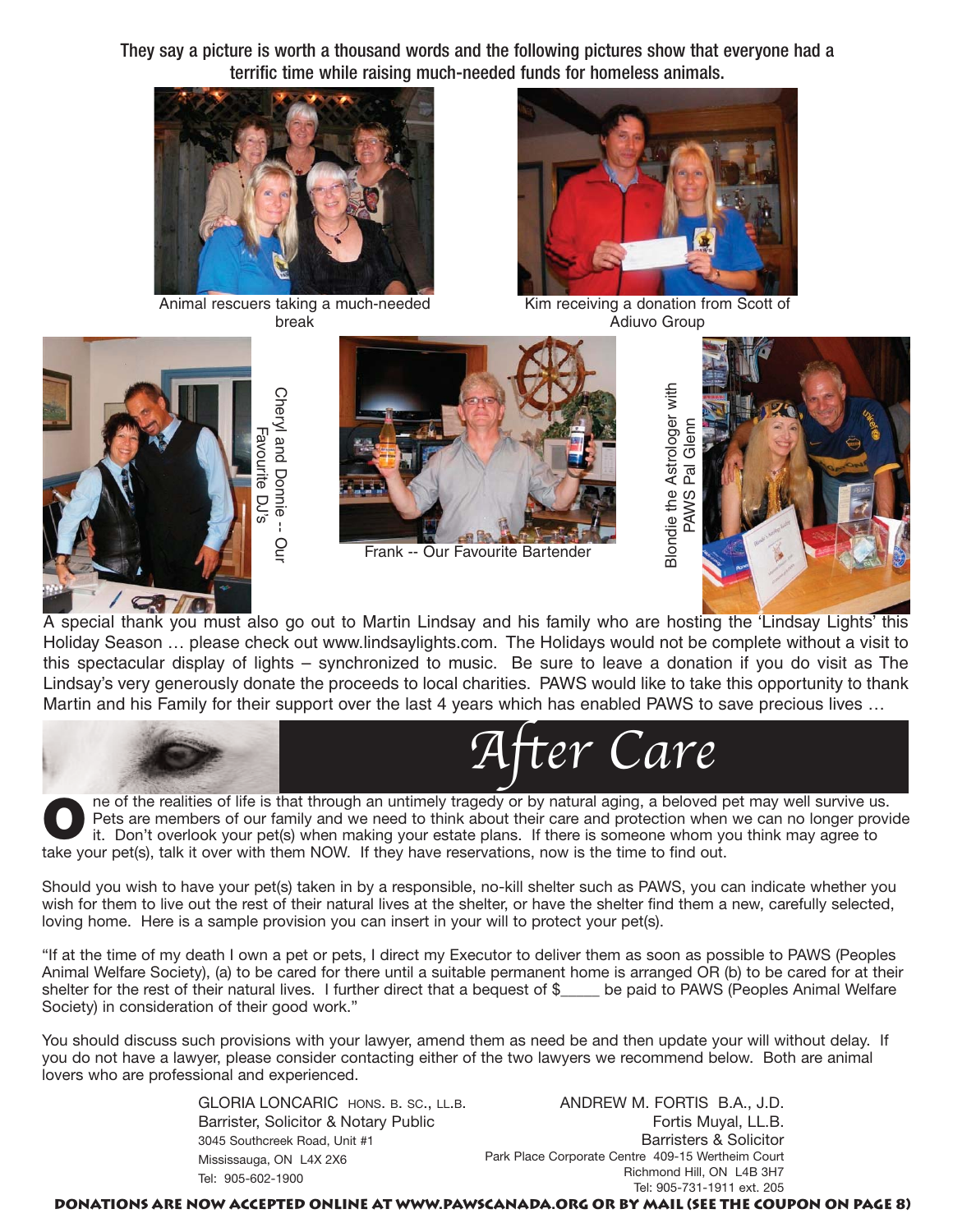They say a picture is worth a thousand words and the following pictures show that everyone had a terrific time while raising much-needed funds for homeless animals.

Animal rescuers taking a much-needed break

Kim receiving a donation from Scott of Adiuvo Group

Cheryl and Donnie -- Our Favourite DJ's

Frank -- Our Favourite Bartender

Blondie the Astrologer with PAWS Pal Glenn

A special thank you must also go out to Martin Lindsay and his family who are hosting the 'Lindsay Lights' this Holiday Season … please check out www.lindsaylights.com. The Holidays would not be complete without a visit to this spectacular display of lights – synchronized to music. Be sure to leave a donation if you do visit as The Lindsay's very generously donate the proceeds to local charities. PAWS would like to take this opportunity to thank Martin and his Family for their support over the last 4 years which has enabled PAWS to save precious lives …

# After Care

One of the realities of life is that through an untimely tragedy or by natural aging, a beloved pet may well survive us. Pets are members of our family and we need to think about their care and protection when we can no longer provide it. Don't overlook your pet(s) when making your estate plans. If there is someone whom you think may agree to take your pet(s), talk it over with them NOW. If they have reservations, now is the time to find out.

Should you wish to have your pet(s) taken in by a responsible, no-kill shelter such as PAWS, you can indicate whether you wish for them to live out the rest of their natural lives at the shelter, or have the shelter find them a new, carefully selected, loving home. Here is a sample provision you can insert in your will to protect your pet(s).

"If at the time of my death I own a pet or pets, I direct my Executor to deliver them as soon as possible to PAWS (Peoples Animal Welfare Society), (a) to be cared for there until a suitable permanent home is arranged OR (b) to be cared for at their shelter for the rest of their natural lives. I further direct that a bequest of $_____ be paid to PAWS (Peoples Animal Welfare Society) in consideration of their good work."

You should discuss such provisions with your lawyer, amend them as need be and then update your will without delay. If you do not have a lawyer, please consider contacting either of the two lawyers we recommend below. Both are animal lovers who are professional and experienced.

GLORIA LONCARIC HONS. B. SC., LL.B.
Barrister, Solicitor & Notary Public
3045 Southcreek Road, Unit #1
Mississauga, ON L4X 2X6
Tel: 905-602-1900

ANDREW M. FORTIS B.A., J.D.
Fortis Muyal, LL.B.
Barristers & Solicitor
Park Place Corporate Centre 409-15 Wertheim Court
Richmond Hill, ON L4B 3H7
Tel: 905-731-1911 ext. 205

**DONATIONS ARE NOW ACCEPTED ONLINE AT WWW.PAWSCANADA.ORG OR BY MAIL (SEE THE COUPON ON PAGE 8)**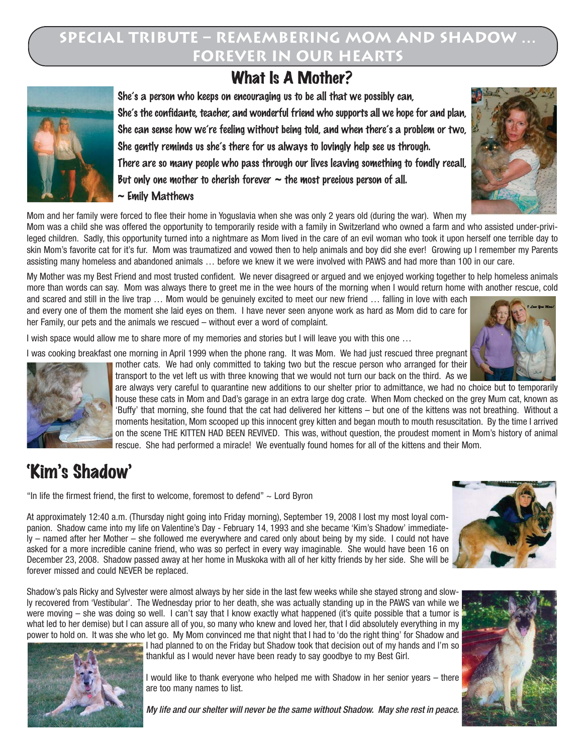# Special Tribute – Remembering Mom and Shadow … Forever in Our Hearts

## What Is A Mother?

She's a person who keeps on encouraging us to be all that we possibly can,
She's the confidante, teacher, and wonderful friend who supports all we hope for and plan,
She can sense how we're feeling without being told, and when there's a problem or two,
She gently reminds us she's there for us always to lovingly help see us through.
There are so many people who pass through our lives leaving something to fondly recall,
But only one mother to cherish forever ~ the most precious person of all.
~ Emily Matthews

Mom and her family were forced to flee their home in Yoguslavia when she was only 2 years old (during the war). When my Mom was a child she was offered the opportunity to temporarily reside with a family in Switzerland who owned a farm and who assisted under-privileged children. Sadly, this opportunity turned into a nightmare as Mom lived in the care of an evil woman who took it upon herself one terrible day to skin Mom's favorite cat for it's fur. Mom was traumatized and vowed then to help animals and boy did she ever! Growing up I remember my Parents assisting many homeless and abandoned animals … before we knew it we were involved with PAWS and had more than 100 in our care.

My Mother was my Best Friend and most trusted confident. We never disagreed or argued and we enjoyed working together to help homeless animals more than words can say. Mom was always there to greet me in the wee hours of the morning when I would return home with another rescue, cold and scared and still in the live trap … Mom would be genuinely excited to meet our new friend … falling in love with each and every one of them the moment she laid eyes on them. I have never seen anyone work as hard as Mom did to care for her Family, our pets and the animals we rescued – without ever a word of complaint.

I wish space would allow me to share more of my memories and stories but I will leave you with this one …

I was cooking breakfast one morning in April 1999 when the phone rang. It was Mom. We had just rescued three pregnant mother cats. We had only committed to taking two but the rescue person who arranged for their transport to the vet left us with three knowing that we would not turn our back on the third. As we are always very careful to quarantine new additions to our shelter prior to admittance, we had no choice but to temporarily house these cats in Mom and Dad's garage in an extra large dog crate. When Mom checked on the grey Mum cat, known as 'Buffy' that morning, she found that the cat had delivered her kittens – but one of the kittens was not breathing. Without a moments hesitation, Mom scooped up this innocent grey kitten and began mouth to mouth resuscitation. By the time I arrived on the scene THE KITTEN HAD BEEN REVIVED. This was, without question, the proudest moment in Mom's history of animal rescue. She had performed a miracle! We eventually found homes for all of the kittens and their Mom.

## 'Kim's Shadow'

"In life the firmest friend, the first to welcome, foremost to defend" ~ Lord Byron

At approximately 12:40 a.m. (Thursday night going into Friday morning), September 19, 2008 I lost my most loyal companion. Shadow came into my life on Valentine's Day - February 14, 1993 and she became 'Kim's Shadow' immediately – named after her Mother – she followed me everywhere and cared only about being by my side. I could not have asked for a more incredible canine friend, who was so perfect in every way imaginable. She would have been 16 on December 23, 2008. Shadow passed away at her home in Muskoka with all of her kitty friends by her side. She will be forever missed and could NEVER be replaced.

Shadow's pals Ricky and Sylvester were almost always by her side in the last few weeks while she stayed strong and slowly recovered from 'Vestibular'. The Wednesday prior to her death, she was actually standing up in the PAWS van while we were moving – she was doing so well. I can't say that I know exactly what happened (it's quite possible that a tumor is what led to her demise) but I can assure all of you, so many who knew and loved her, that I did absolutely everything in my power to hold on. It was she who let go. My Mom convinced me that night that I had to 'do the right thing' for Shadow and I had planned to on the Friday but Shadow took that decision out of my hands and I'm so thankful as I would never have been ready to say goodbye to my Best Girl.

I would like to thank everyone who helped me with Shadow in her senior years – there are too many names to list.

*My life and our shelter will never be the same without Shadow. May she rest in peace.*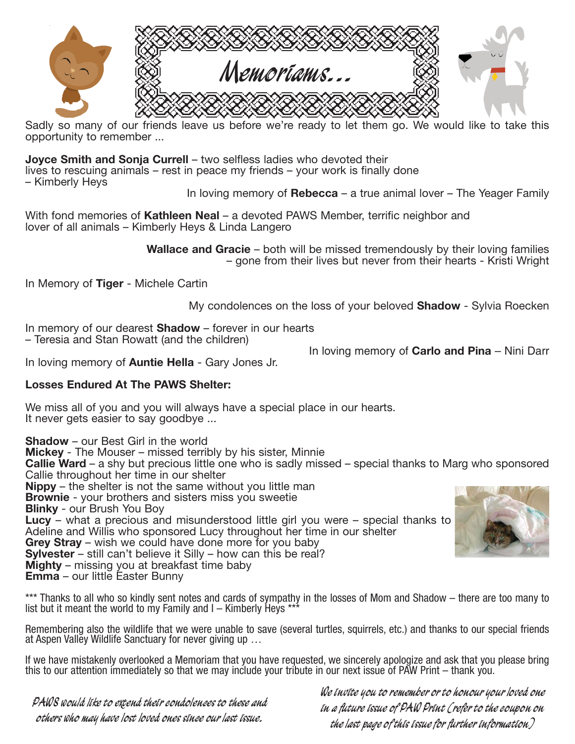# Memoriams...

Sadly so many of our friends leave us before we're ready to let them go. We would like to take this opportunity to remember ...

**Joyce Smith and Sonja Currell** – two selfless ladies who devoted their lives to rescuing animals – rest in peace my friends – your work is finally done – Kimberly Heys

In loving memory of **Rebecca** – a true animal lover – The Yeager Family

With fond memories of **Kathleen Neal** – a devoted PAWS Member, terrific neighbor and lover of all animals – Kimberly Heys & Linda Langero

**Wallace and Gracie** – both will be missed tremendously by their loving families – gone from their lives but never from their hearts - Kristi Wright

In Memory of **Tiger** - Michele Cartin

My condolences on the loss of your beloved **Shadow** - Sylvia Roecken

In memory of our dearest **Shadow** – forever in our hearts – Teresia and Stan Rowatt (and the children)

In loving memory of **Carlo and Pina** – Nini Darr

In loving memory of **Auntie Hella** - Gary Jones Jr.

**Losses Endured At The PAWS Shelter:**

We miss all of you and you will always have a special place in our hearts.
It never gets easier to say goodbye ...

**Shadow** – our Best Girl in the world
**Mickey** - The Mouser – missed terribly by his sister, Minnie
**Callie Ward** – a shy but precious little one who is sadly missed – special thanks to Marg who sponsored Callie throughout her time in our shelter
**Nippy** – the shelter is not the same without you little man
**Brownie** - your brothers and sisters miss you sweetie
**Blinky** - our Brush You Boy
**Lucy** – what a precious and misunderstood little girl you were – special thanks to Adeline and Willis who sponsored Lucy throughout her time in our shelter
**Grey Stray** – wish we could have done more for you baby
**Sylvester** – still can't believe it Silly – how can this be real?
**Mighty** – missing you at breakfast time baby
**Emma** – our little Easter Bunny

*** Thanks to all who so kindly sent notes and cards of sympathy in the losses of Mom and Shadow – there are too many to list but it meant the world to my Family and I – Kimberly Heys ***

Remembering also the wildlife that we were unable to save (several turtles, squirrels, etc.) and thanks to our special friends at Aspen Valley Wildlife Sanctuary for never giving up …

If we have mistakenly overlooked a Memoriam that you have requested, we sincerely apologize and ask that you please bring this to our attention immediately so that we may include your tribute in our next issue of PAW Print – thank you.

*PAWS would like to extend their condolences to these and others who may have lost loved ones since our last issue.*

*We invite you to remember or to honour your loved one in a future issue of PAW Print (refer to the coupon on the last page of this issue for further information)*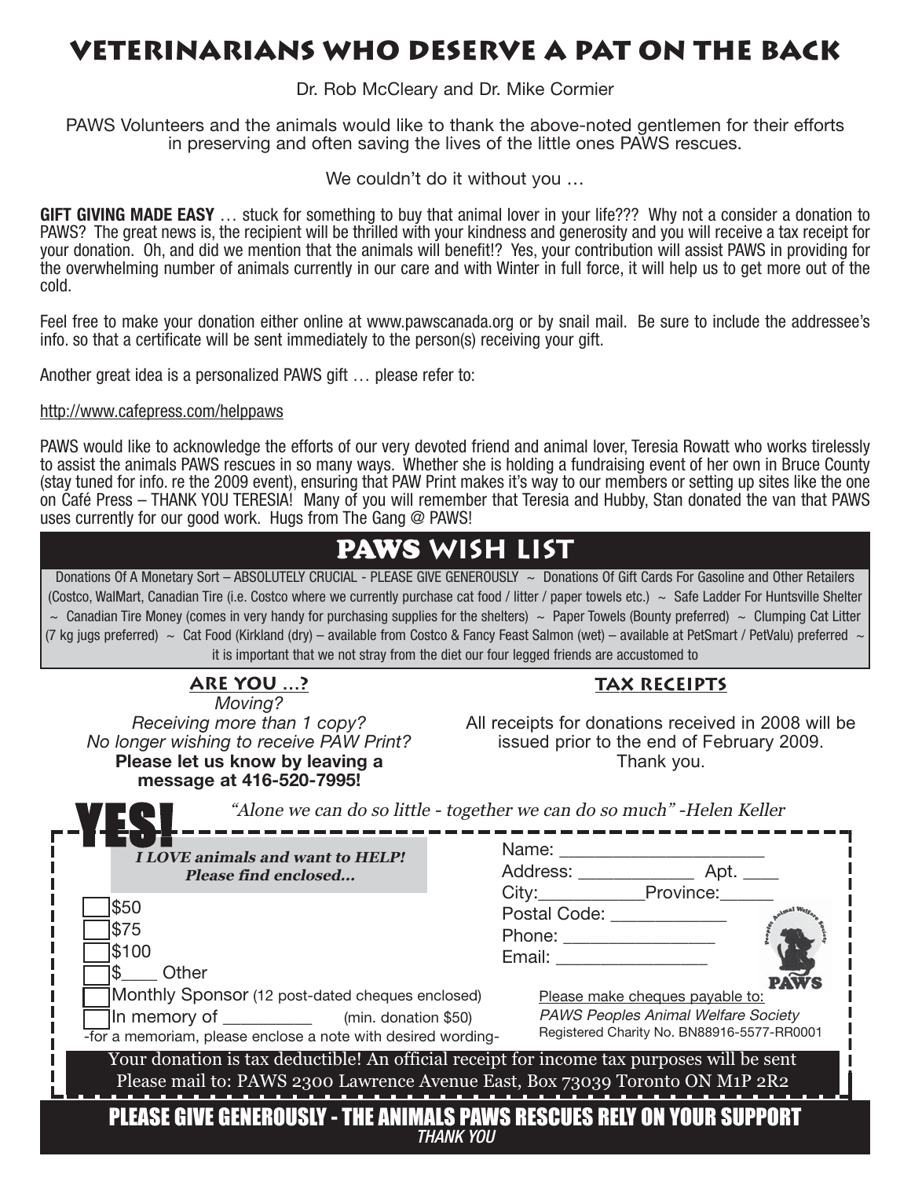# VETERINARIANS WHO DESERVE A PAT ON THE BACK

Dr. Rob McCleary and Dr. Mike Cormier

PAWS Volunteers and the animals would like to thank the above-noted gentlemen for their efforts in preserving and often saving the lives of the little ones PAWS rescues.

We couldn't do it without you …

**GIFT GIVING MADE EASY** … stuck for something to buy that animal lover in your life??? Why not a consider a donation to PAWS? The great news is, the recipient will be thrilled with your kindness and generosity and you will receive a tax receipt for your donation. Oh, and did we mention that the animals will benefit!? Yes, your contribution will assist PAWS in providing for the overwhelming number of animals currently in our care and with Winter in full force, it will help us to get more out of the cold.

Feel free to make your donation either online at www.pawscanada.org or by snail mail. Be sure to include the addressee's info. so that a certificate will be sent immediately to the person(s) receiving your gift.

Another great idea is a personalized PAWS gift … please refer to:

http://www.cafepress.com/helppaws

PAWS would like to acknowledge the efforts of our very devoted friend and animal lover, Teresia Rowatt who works tirelessly to assist the animals PAWS rescues in so many ways. Whether she is holding a fundraising event of her own in Bruce County (stay tuned for info. re the 2009 event), ensuring that PAW Print makes it's way to our members or setting up sites like the one on Café Press – THANK YOU TERESIA! Many of you will remember that Teresia and Hubby, Stan donated the van that PAWS uses currently for our good work. Hugs from The Gang @ PAWS!

## PAWS WISH LIST

Donations Of A Monetary Sort – ABSOLUTELY CRUCIAL - PLEASE GIVE GENEROUSLY ~ Donations Of Gift Cards For Gasoline and Other Retailers (Costco, WalMart, Canadian Tire (i.e. Costco where we currently purchase cat food / litter / paper towels etc.) ~ Safe Ladder For Huntsville Shelter ~ Canadian Tire Money (comes in very handy for purchasing supplies for the shelters) ~ Paper Towels (Bounty preferred) ~ Clumping Cat Litter (7 kg jugs preferred) ~ Cat Food (Kirkland (dry) – available from Costco & Fancy Feast Salmon (wet) – available at PetSmart / PetValu) preferred ~ it is important that we not stray from the diet our four legged friends are accustomed to

### ARE YOU …?

*Moving?*
*Receiving more than 1 copy?*
*No longer wishing to receive PAW Print?*
**Please let us know by leaving a message at 416-520-7995!**

### TAX RECEIPTS

All receipts for donations received in 2008 will be issued prior to the end of February 2009.
Thank you.

*"Alone we can do so little - together we can do so much" -Helen Keller*

**YES!**

***I LOVE animals and want to HELP! Please find enclosed…***

- [ ] $50
- [ ] $75
- [ ] $100
- [ ] $____ Other
- [ ] Monthly Sponsor (12 post-dated cheques enclosed)
- [ ] In memory of _________ (min. donation $50)

-for a memoriam, please enclose a note with desired wording-

Name: ____________________
Address: ___________ Apt. ___
City:__________Province:_____
Postal Code: ___________
Phone: _______________
Email: _______________

Please make cheques payable to:
*PAWS Peoples Animal Welfare Society*
Registered Charity No. BN88916-5577-RR0001

Your donation is tax deductible! An official receipt for income tax purposes will be sent
Please mail to: PAWS 2300 Lawrence Avenue East, Box 73039 Toronto ON M1P 2R2

**PLEASE GIVE GENEROUSLY - THE ANIMALS PAWS RESCUES RELY ON YOUR SUPPORT**
*THANK YOU*